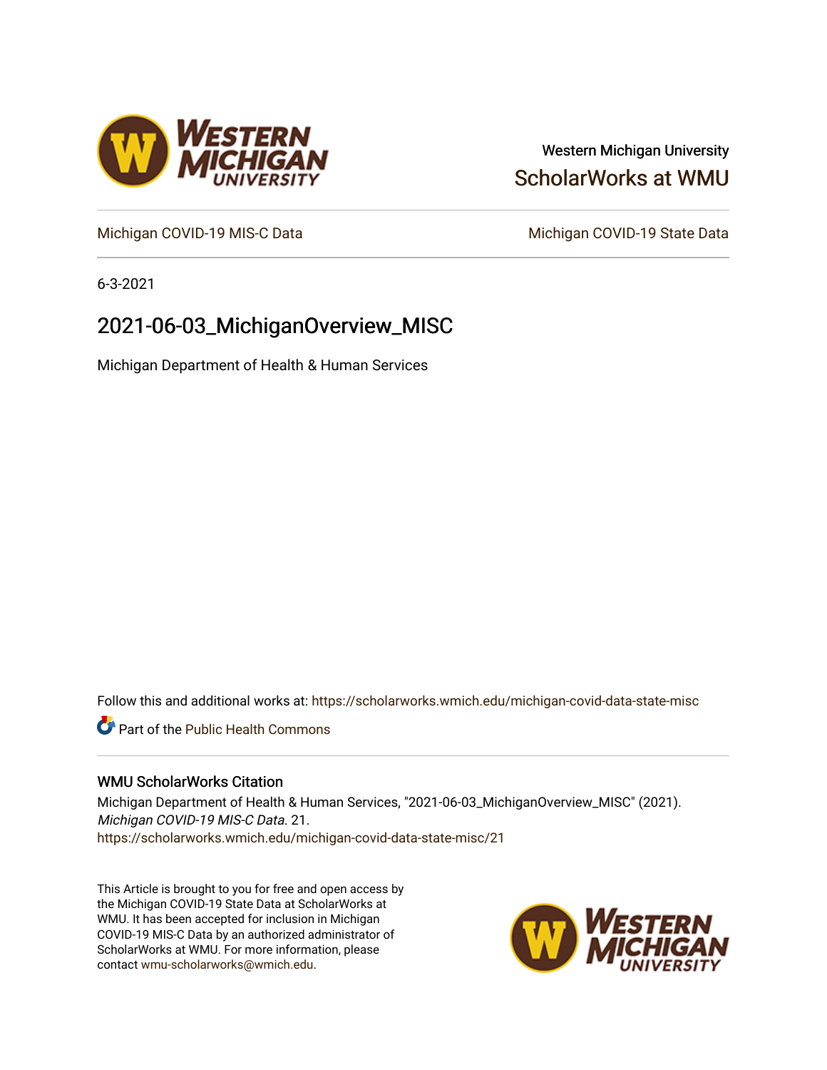Western Michigan University

ScholarWorks at WMU

Michigan COVID-19 MIS-C Data

Michigan COVID-19 State Data

6-3-2021

# 2021-06-03_MichiganOverview_MISC

Michigan Department of Health & Human Services

Follow this and additional works at: https://scholarworks.wmich.edu/michigan-covid-data-state-misc

Part of the Public Health Commons

## WMU ScholarWorks Citation

Michigan Department of Health & Human Services, "2021-06-03_MichiganOverview_MISC" (2021). *Michigan COVID-19 MIS-C Data*. 21.
https://scholarworks.wmich.edu/michigan-covid-data-state-misc/21

This Article is brought to you for free and open access by the Michigan COVID-19 State Data at ScholarWorks at WMU. It has been accepted for inclusion in Michigan COVID-19 MIS-C Data by an authorized administrator of ScholarWorks at WMU. For more information, please contact wmu-scholarworks@wmich.edu.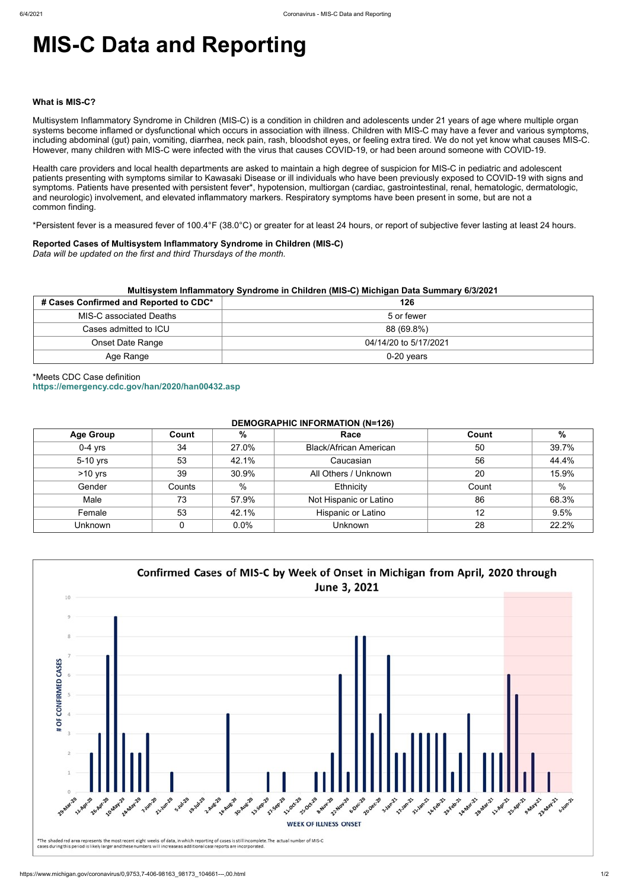# MIS-C Data and Reporting

**What is MIS-C?**

Multisystem Inflammatory Syndrome in Children (MIS-C) is a condition in children and adolescents under 21 years of age where multiple organ systems become inflamed or dysfunctional which occurs in association with illness. Children with MIS-C may have a fever and various symptoms, including abdominal (gut) pain, vomiting, diarrhea, neck pain, rash, bloodshot eyes, or feeling extra tired. We do not yet know what causes MIS-C. However, many children with MIS-C were infected with the virus that causes COVID-19, or had been around someone with COVID-19.

Health care providers and local health departments are asked to maintain a high degree of suspicion for MIS-C in pediatric and adolescent patients presenting with symptoms similar to Kawasaki Disease or ill individuals who have been previously exposed to COVID-19 with signs and symptoms. Patients have presented with persistent fever*, hypotension, multiorgan (cardiac, gastrointestinal, renal, hematologic, dermatologic, and neurologic) involvement, and elevated inflammatory markers. Respiratory symptoms have been present in some, but are not a common finding.

*Persistent fever is a measured fever of 100.4°F (38.0°C) or greater for at least 24 hours, or report of subjective fever lasting at least 24 hours.

**Reported Cases of Multisystem Inflammatory Syndrome in Children (MIS-C)**
*Data will be updated on the first and third Thursdays of the month.*

**Multisystem Inflammatory Syndrome in Children (MIS-C) Michigan Data Summary 6/3/2021**

| # Cases Confirmed and Reported to CDC* | 126 |
|---|---|
| MIS-C associated Deaths | 5 or fewer |
| Cases admitted to ICU | 88 (69.8%) |
| Onset Date Range | 04/14/20 to 5/17/2021 |
| Age Range | 0-20 years |

*Meets CDC Case definition
https://emergency.cdc.gov/han/2020/han00432.asp

**DEMOGRAPHIC INFORMATION (N=126)**

| Age Group | Count | % | Race | Count | % |
|---|---|---|---|---|---|
| 0-4 yrs | 34 | 27.0% | Black/African American | 50 | 39.7% |
| 5-10 yrs | 53 | 42.1% | Caucasian | 56 | 44.4% |
| >10 yrs | 39 | 30.9% | All Others / Unknown | 20 | 15.9% |
| Gender | Counts | % | Ethnicity | Count | % |
| Male | 73 | 57.9% | Not Hispanic or Latino | 86 | 68.3% |
| Female | 53 | 42.1% | Hispanic or Latino | 12 | 9.5% |
| Unknown | 0 | 0.0% | Unknown | 28 | 22.2% |

**Confirmed Cases of MIS-C by Week of Onset in Michigan from April, 2020 through June 3, 2021**

*The shaded red area represents the most recent eight weeks of data, in which reporting of cases is still incomplete. The actual number of MIS-C cases during this period is likely larger and these numbers will increase as additional case reports are incorporated.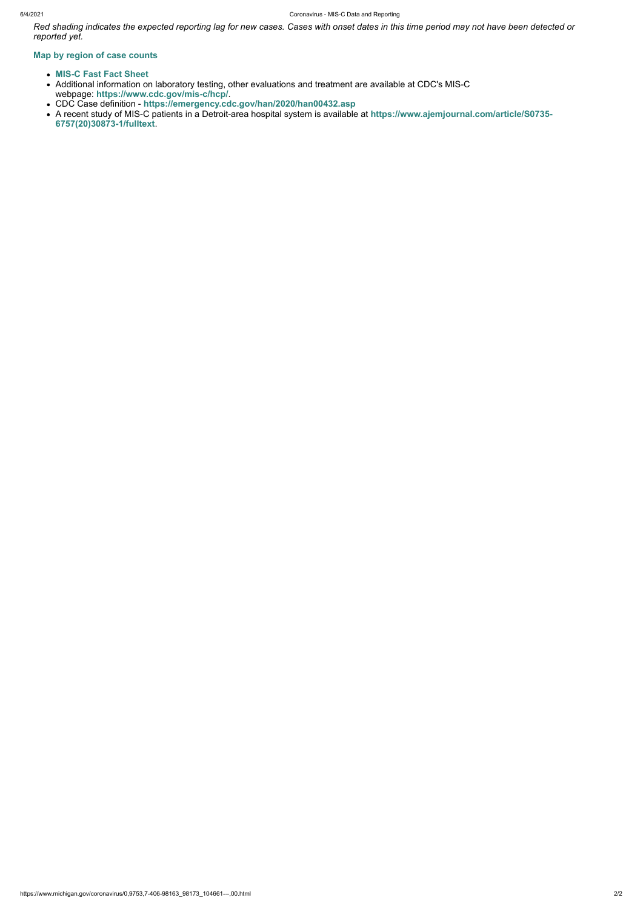*Red shading indicates the expected reporting lag for new cases. Cases with onset dates in this time period may not have been detected or reported yet.*

**Map by region of case counts**

- **MIS-C Fast Fact Sheet**
- Additional information on laboratory testing, other evaluations and treatment are available at CDC's MIS-C webpage: **https://www.cdc.gov/mis-c/hcp/**.
- CDC Case definition - **https://emergency.cdc.gov/han/2020/han00432.asp**
- A recent study of MIS-C patients in a Detroit-area hospital system is available at **https://www.ajemjournal.com/article/S0735-6757(20)30873-1/fulltext**.